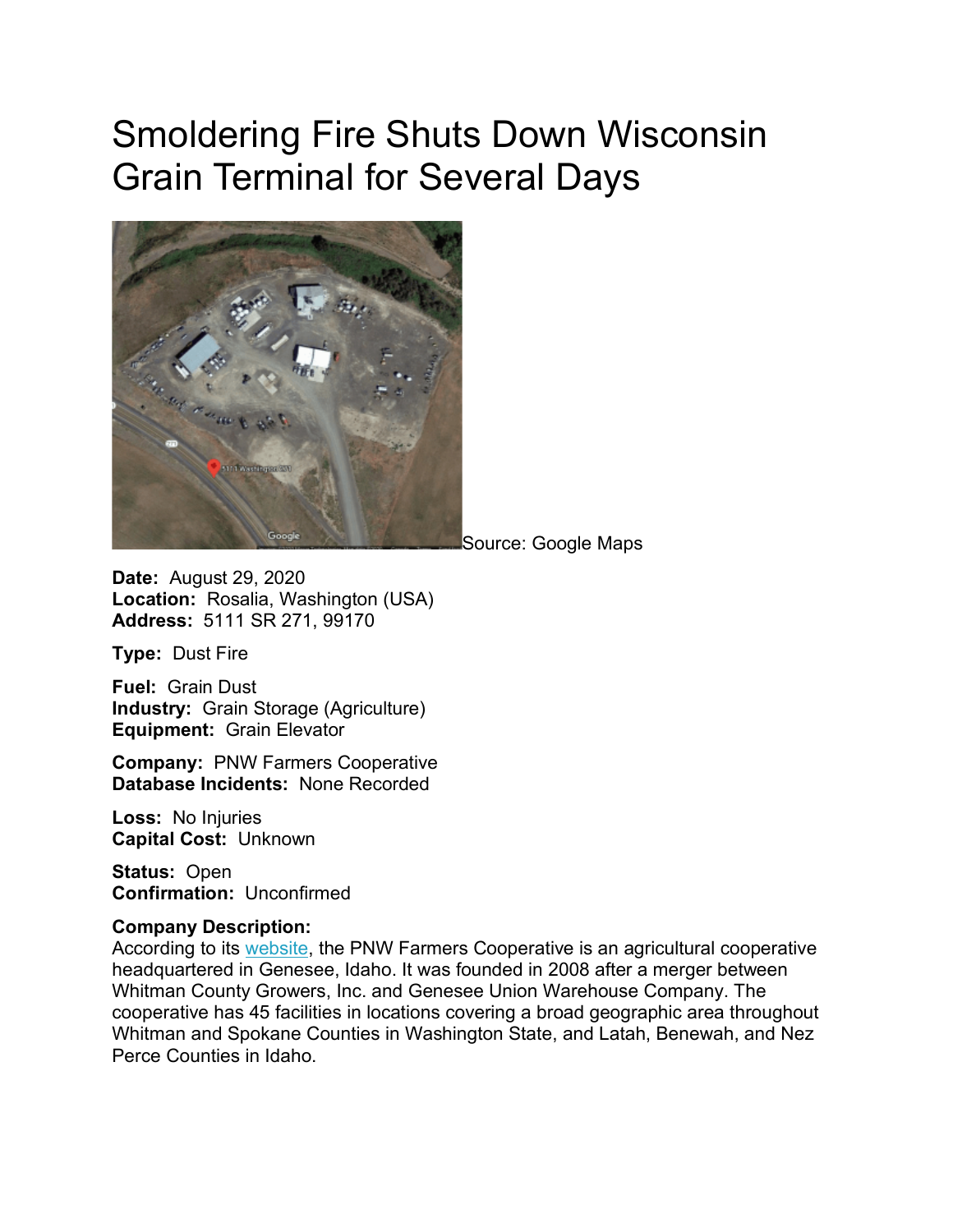# Smoldering Fire Shuts Down Wisconsin Grain Terminal for Several Days

Source: Google Maps

**Date:** August 29, 2020
**Location:** Rosalia, Washington (USA)
**Address:** 5111 SR 271, 99170

**Type:** Dust Fire

**Fuel:** Grain Dust
**Industry:** Grain Storage (Agriculture)
**Equipment:** Grain Elevator

**Company:** PNW Farmers Cooperative
**Database Incidents:** None Recorded

**Loss:** No Injuries
**Capital Cost:** Unknown

**Status:** Open
**Confirmation:** Unconfirmed

**Company Description:**
According to its website, the PNW Farmers Cooperative is an agricultural cooperative headquartered in Genesee, Idaho. It was founded in 2008 after a merger between Whitman County Growers, Inc. and Genesee Union Warehouse Company. The cooperative has 45 facilities in locations covering a broad geographic area throughout Whitman and Spokane Counties in Washington State, and Latah, Benewah, and Nez Perce Counties in Idaho.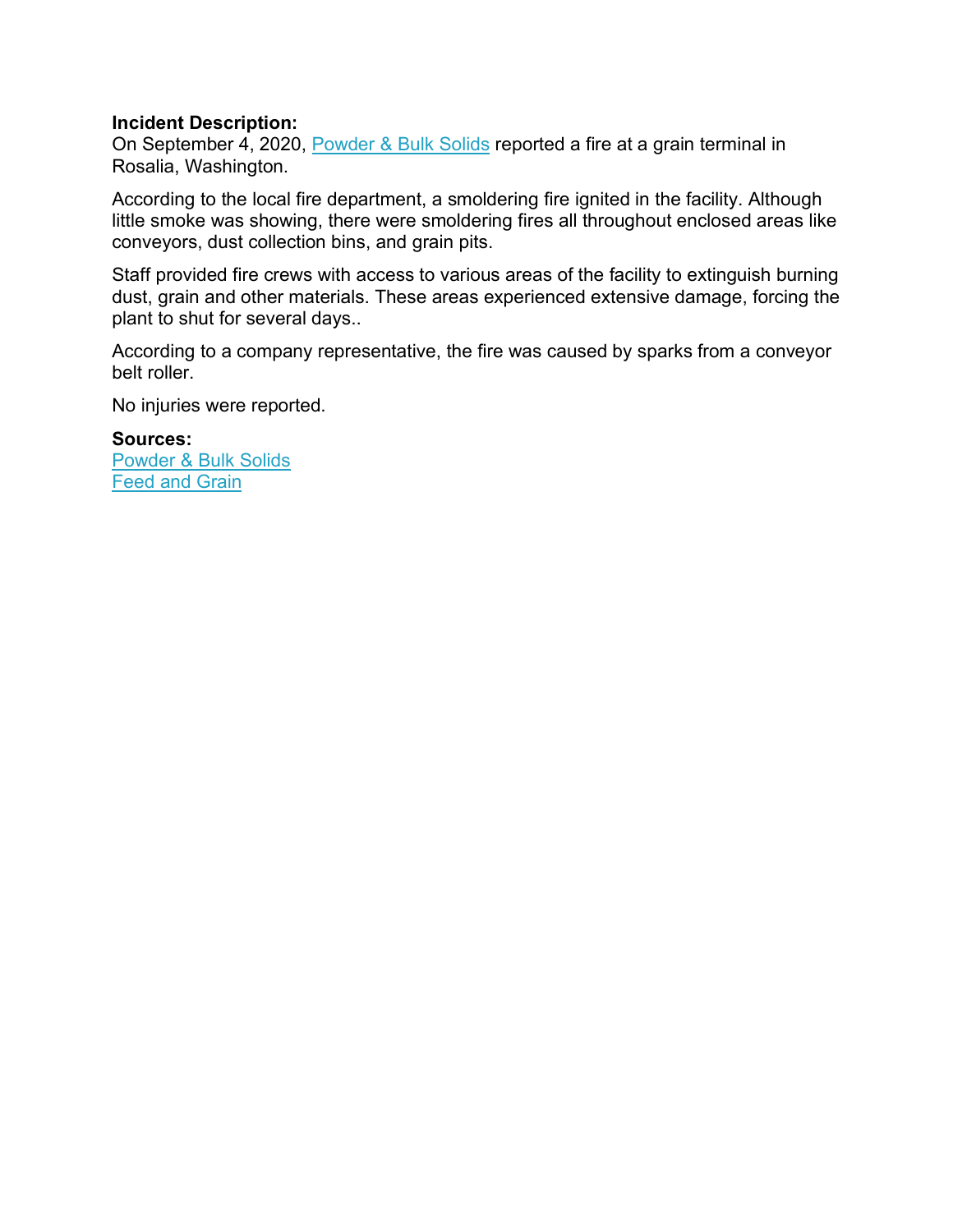**Incident Description:**
On September 4, 2020, Powder & Bulk Solids reported a fire at a grain terminal in Rosalia, Washington.

According to the local fire department, a smoldering fire ignited in the facility. Although little smoke was showing, there were smoldering fires all throughout enclosed areas like conveyors, dust collection bins, and grain pits.

Staff provided fire crews with access to various areas of the facility to extinguish burning dust, grain and other materials. These areas experienced extensive damage, forcing the plant to shut for several days..

According to a company representative, the fire was caused by sparks from a conveyor belt roller.

No injuries were reported.

**Sources:**
Powder & Bulk Solids
Feed and Grain